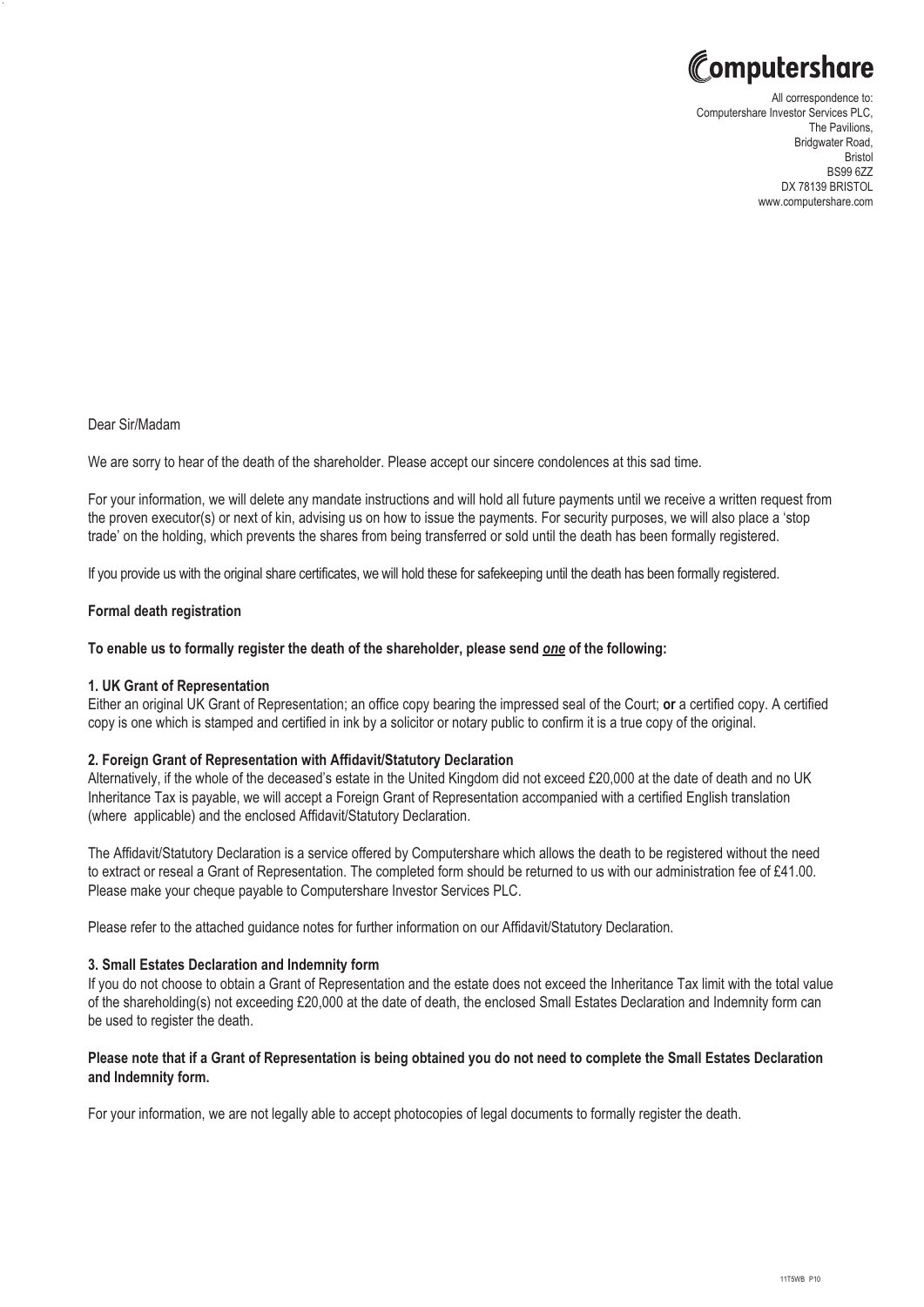**Computershare**

All correspondence to:
Computershare Investor Services PLC,
The Pavilions,
Bridgwater Road,
Bristol
BS99 6ZZ
DX 78139 BRISTOL
www.computershare.com

Dear Sir/Madam

We are sorry to hear of the death of the shareholder. Please accept our sincere condolences at this sad time.

For your information, we will delete any mandate instructions and will hold all future payments until we receive a written request from the proven executor(s) or next of kin, advising us on how to issue the payments. For security purposes, we will also place a 'stop trade' on the holding, which prevents the shares from being transferred or sold until the death has been formally registered.

If you provide us with the original share certificates, we will hold these for safekeeping until the death has been formally registered.

**Formal death registration**

**To enable us to formally register the death of the shareholder, please send *one* of the following:**

**1. UK Grant of Representation**

Either an original UK Grant of Representation; an office copy bearing the impressed seal of the Court; **or** a certified copy. A certified copy is one which is stamped and certified in ink by a solicitor or notary public to confirm it is a true copy of the original.

**2. Foreign Grant of Representation with Affidavit/Statutory Declaration**

Alternatively, if the whole of the deceased's estate in the United Kingdom did not exceed £20,000 at the date of death and no UK Inheritance Tax is payable, we will accept a Foreign Grant of Representation accompanied with a certified English translation (where applicable) and the enclosed Affidavit/Statutory Declaration.

The Affidavit/Statutory Declaration is a service offered by Computershare which allows the death to be registered without the need to extract or reseal a Grant of Representation. The completed form should be returned to us with our administration fee of £41.00. Please make your cheque payable to Computershare Investor Services PLC.

Please refer to the attached guidance notes for further information on our Affidavit/Statutory Declaration.

**3. Small Estates Declaration and Indemnity form**

If you do not choose to obtain a Grant of Representation and the estate does not exceed the Inheritance Tax limit with the total value of the shareholding(s) not exceeding £20,000 at the date of death, the enclosed Small Estates Declaration and Indemnity form can be used to register the death.

**Please note that if a Grant of Representation is being obtained you do not need to complete the Small Estates Declaration and Indemnity form.**

For your information, we are not legally able to accept photocopies of legal documents to formally register the death.

11T5WB P10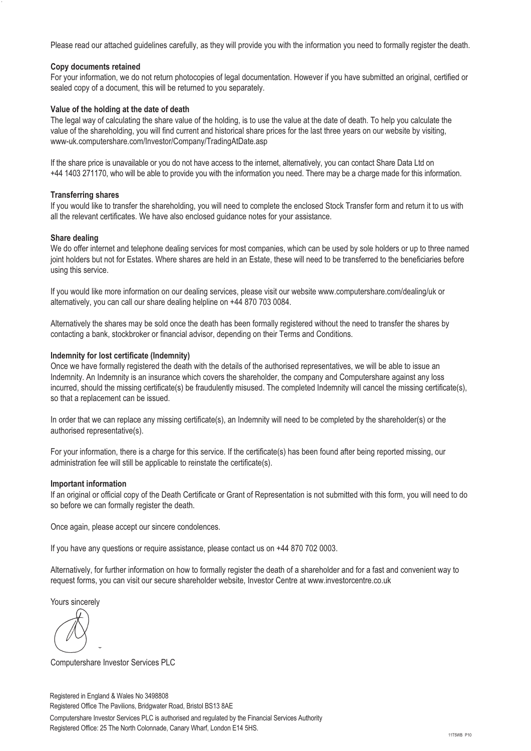Please read our attached guidelines carefully, as they will provide you with the information you need to formally register the death.

**Copy documents retained**

For your information, we do not return photocopies of legal documentation. However if you have submitted an original, certified or sealed copy of a document, this will be returned to you separately.

**Value of the holding at the date of death**

The legal way of calculating the share value of the holding, is to use the value at the date of death. To help you calculate the value of the shareholding, you will find current and historical share prices for the last three years on our website by visiting, www-uk.computershare.com/Investor/Company/TradingAtDate.asp

If the share price is unavailable or you do not have access to the internet, alternatively, you can contact Share Data Ltd on +44 1403 271170, who will be able to provide you with the information you need. There may be a charge made for this information.

**Transferring shares**

If you would like to transfer the shareholding, you will need to complete the enclosed Stock Transfer form and return it to us with all the relevant certificates. We have also enclosed guidance notes for your assistance.

**Share dealing**

We do offer internet and telephone dealing services for most companies, which can be used by sole holders or up to three named joint holders but not for Estates. Where shares are held in an Estate, these will need to be transferred to the beneficiaries before using this service.

If you would like more information on our dealing services, please visit our website www.computershare.com/dealing/uk or alternatively, you can call our share dealing helpline on +44 870 703 0084.

Alternatively the shares may be sold once the death has been formally registered without the need to transfer the shares by contacting a bank, stockbroker or financial advisor, depending on their Terms and Conditions.

**Indemnity for lost certificate (Indemnity)**

Once we have formally registered the death with the details of the authorised representatives, we will be able to issue an Indemnity. An Indemnity is an insurance which covers the shareholder, the company and Computershare against any loss incurred, should the missing certificate(s) be fraudulently misused. The completed Indemnity will cancel the missing certificate(s), so that a replacement can be issued.

In order that we can replace any missing certificate(s), an Indemnity will need to be completed by the shareholder(s) or the authorised representative(s).

For your information, there is a charge for this service. If the certificate(s) has been found after being reported missing, our administration fee will still be applicable to reinstate the certificate(s).

**Important information**

If an original or official copy of the Death Certificate or Grant of Representation is not submitted with this form, you will need to do so before we can formally register the death.

Once again, please accept our sincere condolences.

If you have any questions or require assistance, please contact us on +44 870 702 0003.

Alternatively, for further information on how to formally register the death of a shareholder and for a fast and convenient way to request forms, you can visit our secure shareholder website, Investor Centre at www.investorcentre.co.uk

Yours sincerely

Computershare Investor Services PLC

Registered in England & Wales No 3498808
Registered Office The Pavilions, Bridgwater Road, Bristol BS13 8AE

Computershare Investor Services PLC is authorised and regulated by the Financial Services Authority
Registered Office: 25 The North Colonnade, Canary Wharf, London E14 5HS.

11T5WB P10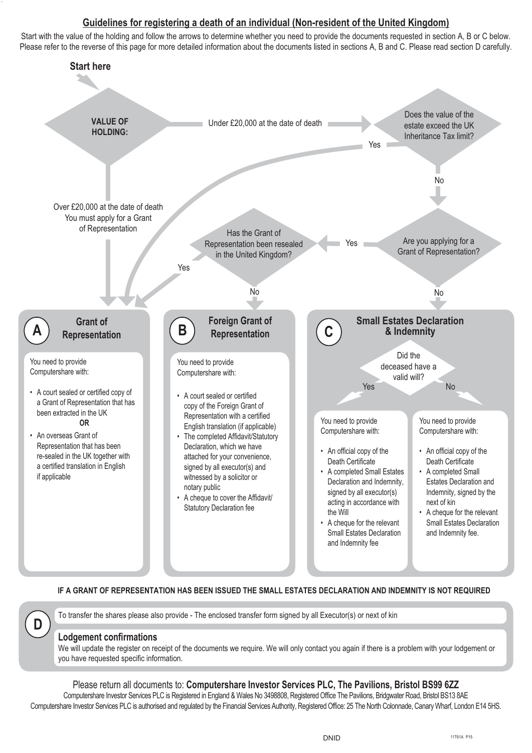## Guidelines for registering a death of an individual (Non-resident of the United Kingdom)

Start with the value of the holding and follow the arrows to determine whether you need to provide the documents requested in section A, B or C below. Please refer to the reverse of this page for more detailed information about the documents listed in sections A, B and C. Please read section D carefully.

**Start here**

**VALUE OF HOLDING:**

Under £20,000 at the date of death

Does the value of the estate exceed the UK Inheritance Tax limit?

Yes

No

Over £20,000 at the date of death
You must apply for a Grant of Representation

Has the Grant of Representation been resealed in the United Kingdom?

Yes

Are you applying for a Grant of Representation?

Yes

No

No

### A Grant of Representation

You need to provide Computershare with:

- A court sealed or certified copy of a Grant of Representation that has been extracted in the UK

**OR**

- An overseas Grant of Representation that has been re-sealed in the UK together with a certified translation in English if applicable

### B Foreign Grant of Representation

You need to provide Computershare with:

- A court sealed or certified copy of the Foreign Grant of Representation with a certified English translation (if applicable)
- The completed Affidavit/Statutory Declaration, which we have attached for your convenience, signed by all executor(s) and witnessed by a solicitor or notary public
- A cheque to cover the Affidavit/Statutory Declaration fee

### C Small Estates Declaration & Indemnity

Did the deceased have a valid will?

Yes

You need to provide Computershare with:

- An official copy of the Death Certificate
- A completed Small Estates Declaration and Indemnity, signed by all executor(s) acting in accordance with the Will
- A cheque for the relevant Small Estates Declaration and Indemnity fee

No

You need to provide Computershare with:

- An official copy of the Death Certificate
- A completed Small Estates Declaration and Indemnity, signed by the next of kin
- A cheque for the relevant Small Estates Declaration and Indemnity fee.

**IF A GRANT OF REPRESENTATION HAS BEEN ISSUED THE SMALL ESTATES DECLARATION AND INDEMNITY IS NOT REQUIRED**

### D

To transfer the shares please also provide - The enclosed transfer form signed by all Executor(s) or next of kin

**Lodgement confirmations**

We will update the register on receipt of the documents we require. We will only contact you again if there is a problem with your lodgement or you have requested specific information.

Please return all documents to: **Computershare Investor Services PLC, The Pavilions, Bristol BS99 6ZZ**

Computershare Investor Services PLC is Registered in England & Wales No 3498808, Registered Office The Pavilions, Bridgwater Road, Bristol BS13 8AE

Computershare Investor Services PLC is authorised and regulated by the Financial Services Authority, Registered Office: 25 The North Colonnade, Canary Wharf, London E14 5HS.

DNID

11T61A P15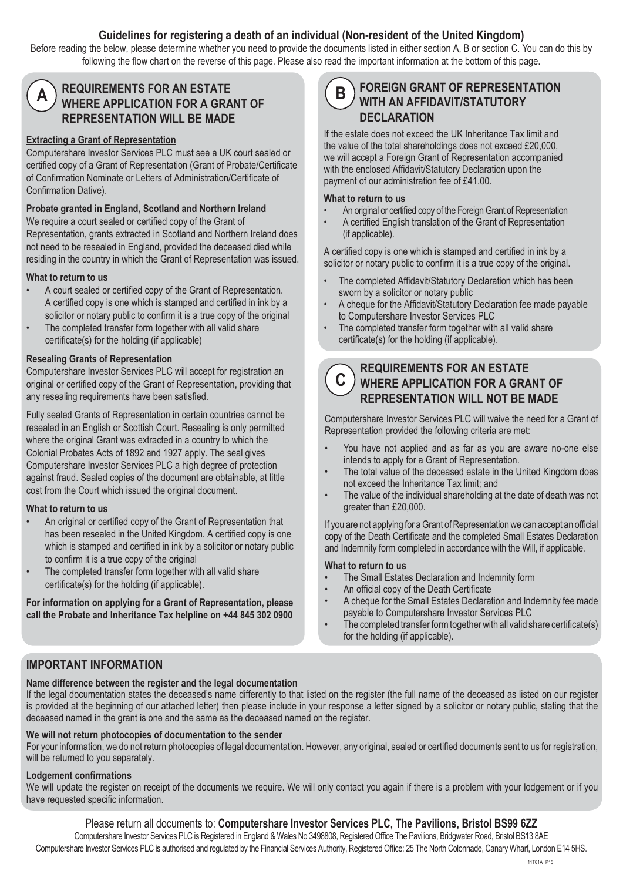## Guidelines for registering a death of an individual (Non-resident of the United Kingdom)

Before reading the below, please determine whether you need to provide the documents listed in either section A, B or section C. You can do this by following the flow chart on the reverse of this page. Please also read the important information at the bottom of this page.

### A — REQUIREMENTS FOR AN ESTATE WHERE APPLICATION FOR A GRANT OF REPRESENTATION WILL BE MADE

**Extracting a Grant of Representation**

Computershare Investor Services PLC must see a UK court sealed or certified copy of a Grant of Representation (Grant of Probate/Certificate of Confirmation Nominate or Letters of Administration/Certificate of Confirmation Dative).

**Probate granted in England, Scotland and Northern Ireland**

We require a court sealed or certified copy of the Grant of Representation, grants extracted in Scotland and Northern Ireland does not need to be resealed in England, provided the deceased died while residing in the country in which the Grant of Representation was issued.

**What to return to us**

- A court sealed or certified copy of the Grant of Representation. A certified copy is one which is stamped and certified in ink by a solicitor or notary public to confirm it is a true copy of the original
- The completed transfer form together with all valid share certificate(s) for the holding (if applicable)

**Resealing Grants of Representation**

Computershare Investor Services PLC will accept for registration an original or certified copy of the Grant of Representation, providing that any resealing requirements have been satisfied.

Fully sealed Grants of Representation in certain countries cannot be resealed in an English or Scottish Court. Resealing is only permitted where the original Grant was extracted in a country to which the Colonial Probates Acts of 1892 and 1927 apply. The seal gives Computershare Investor Services PLC a high degree of protection against fraud. Sealed copies of the document are obtainable, at little cost from the Court which issued the original document.

**What to return to us**

- An original or certified copy of the Grant of Representation that has been resealed in the United Kingdom. A certified copy is one which is stamped and certified in ink by a solicitor or notary public to confirm it is a true copy of the original
- The completed transfer form together with all valid share certificate(s) for the holding (if applicable).

**For information on applying for a Grant of Representation, please call the Probate and Inheritance Tax helpline on +44 845 302 0900**

### B — FOREIGN GRANT OF REPRESENTATION WITH AN AFFIDAVIT/STATUTORY DECLARATION

If the estate does not exceed the UK Inheritance Tax limit and the value of the total shareholdings does not exceed £20,000, we will accept a Foreign Grant of Representation accompanied with the enclosed Affidavit/Statutory Declaration upon the payment of our administration fee of £41.00.

**What to return to us**

- An original or certified copy of the Foreign Grant of Representation
- A certified English translation of the Grant of Representation (if applicable).

A certified copy is one which is stamped and certified in ink by a solicitor or notary public to confirm it is a true copy of the original.

- The completed Affidavit/Statutory Declaration which has been sworn by a solicitor or notary public
- A cheque for the Affidavit/Statutory Declaration fee made payable to Computershare Investor Services PLC
- The completed transfer form together with all valid share certificate(s) for the holding (if applicable).

### C — REQUIREMENTS FOR AN ESTATE WHERE APPLICATION FOR A GRANT OF REPRESENTATION WILL NOT BE MADE

Computershare Investor Services PLC will waive the need for a Grant of Representation provided the following criteria are met:

- You have not applied and as far as you are aware no-one else intends to apply for a Grant of Representation.
- The total value of the deceased estate in the United Kingdom does not exceed the Inheritance Tax limit; and
- The value of the individual shareholding at the date of death was not greater than £20,000.

If you are not applying for a Grant of Representation we can accept an official copy of the Death Certificate and the completed Small Estates Declaration and Indemnity form completed in accordance with the Will, if applicable.

**What to return to us**

- The Small Estates Declaration and Indemnity form
- An official copy of the Death Certificate
- A cheque for the Small Estates Declaration and Indemnity fee made payable to Computershare Investor Services PLC
- The completed transfer form together with all valid share certificate(s) for the holding (if applicable).

### IMPORTANT INFORMATION

**Name difference between the register and the legal documentation**

If the legal documentation states the deceased's name differently to that listed on the register (the full name of the deceased as listed on our register is provided at the beginning of our attached letter) then please include in your response a letter signed by a solicitor or notary public, stating that the deceased named in the grant is one and the same as the deceased named on the register.

**We will not return photocopies of documentation to the sender**

For your information, we do not return photocopies of legal documentation. However, any original, sealed or certified documents sent to us for registration, will be returned to you separately.

**Lodgement confirmations**

We will update the register on receipt of the documents we require. We will only contact you again if there is a problem with your lodgement or if you have requested specific information.

Please return all documents to: **Computershare Investor Services PLC, The Pavilions, Bristol BS99 6ZZ**

Computershare Investor Services PLC is Registered in England & Wales No 3498808, Registered Office The Pavilions, Bridgwater Road, Bristol BS13 8AE

Computershare Investor Services PLC is authorised and regulated by the Financial Services Authority, Registered Office: 25 The North Colonnade, Canary Wharf, London E14 5HS.

11T61A P15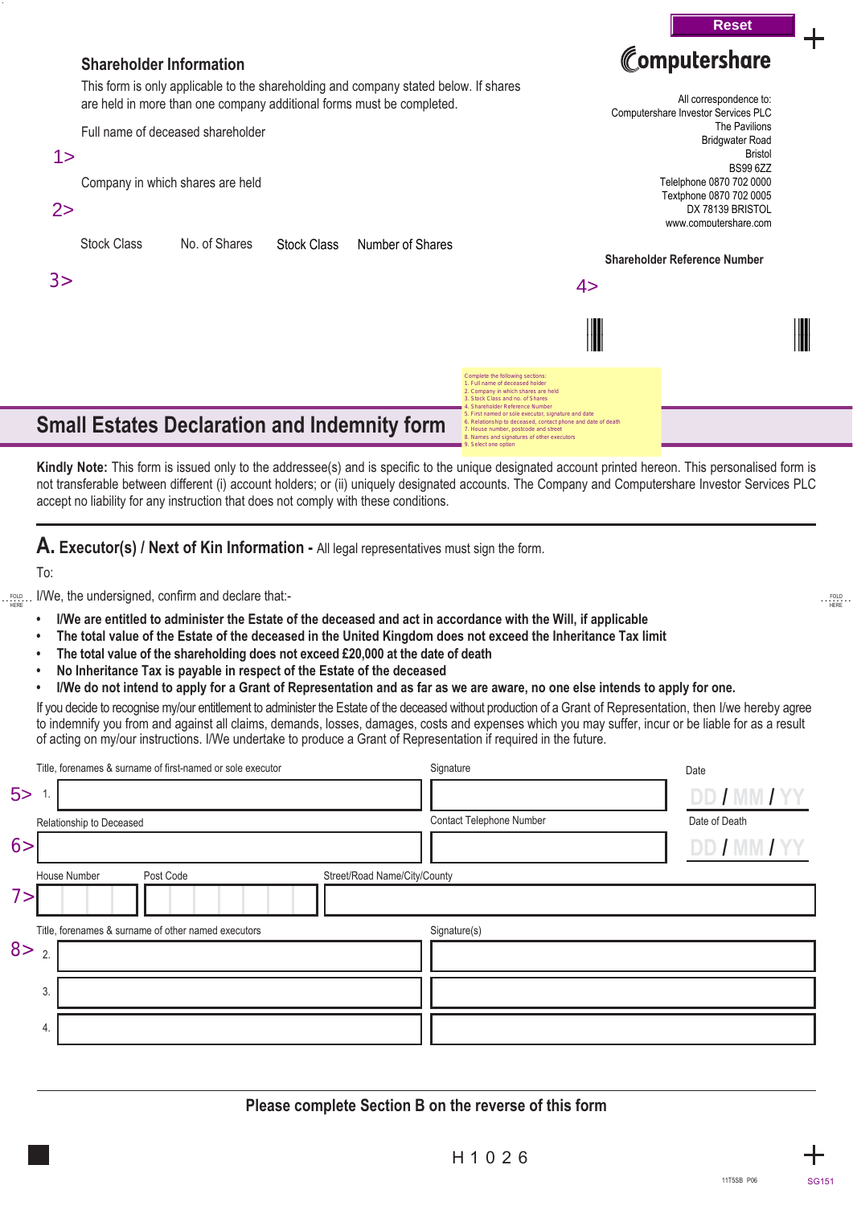Reset

## Shareholder Information

This form is only applicable to the shareholding and company stated below. If shares are held in more than one company additional forms must be completed.

Full name of deceased shareholder

1>

Company in which shares are held

2>

| Stock Class | No. of Shares | Stock Class | Number of Shares |
|---|---|---|---|
| | | | |

3>

**Computershare**

All correspondence to:
Computershare Investor Services PLC
The Pavilions
Bridgwater Road
Bristol
BS99 6ZZ
Telephone 0870 702 0000
Textphone 0870 702 0005
DX 78139 BRISTOL
www.computershare.com

**Shareholder Reference Number**

4>

Complete the following sections:
1. Full name of deceased holder
2. Company in which shares are held
3. Stock Class and no. of Shares
4. Shareholder Reference Number
5. First named or sole executor, signature and date
6. Relationship to deceased, contact phone and date of death
7. House number, postcode and street
8. Names and signatures of other executors
9. Select one option

# Small Estates Declaration and Indemnity form

**Kindly Note:** This form is issued only to the addressee(s) and is specific to the unique designated account printed hereon. This personalised form is not transferable between different (i) account holders; or (ii) uniquely designated accounts. The Company and Computershare Investor Services PLC accept no liability for any instruction that does not comply with these conditions.

## A. Executor(s) / Next of Kin Information - All legal representatives must sign the form.

To:

I/We, the undersigned, confirm and declare that:-

- **I/We are entitled to administer the Estate of the deceased and act in accordance with the Will, if applicable**
- **The total value of the Estate of the deceased in the United Kingdom does not exceed the Inheritance Tax limit**
- **The total value of the shareholding does not exceed £20,000 at the date of death**
- **No Inheritance Tax is payable in respect of the Estate of the deceased**
- **I/We do not intend to apply for a Grant of Representation and as far as we are aware, no one else intends to apply for one.**

If you decide to recognise my/our entitlement to administer the Estate of the deceased without production of a Grant of Representation, then I/we hereby agree to indemnify you from and against all claims, demands, losses, damages, costs and expenses which you may suffer, incur or be liable for as a result of acting on my/our instructions. I/We undertake to produce a Grant of Representation if required in the future.

5> Title, forenames & surname of first-named or sole executor 1. ______ Signature ______ Date DD / MM / YY

6> Relationship to Deceased ______ Contact Telephone Number ______ Date of Death DD / MM / YY

7> House Number ______ Post Code ______ Street/Road Name/City/County ______

8> Title, forenames & surname of other named executors / Signature(s)

| | Title, forenames & surname of other named executors | Signature(s) |
|---|---|---|
| 2. | | |
| 3. | | |
| 4. | | |

**Please complete Section B on the reverse of this form**

H 1 0 2 6

11T5SB P06 SG151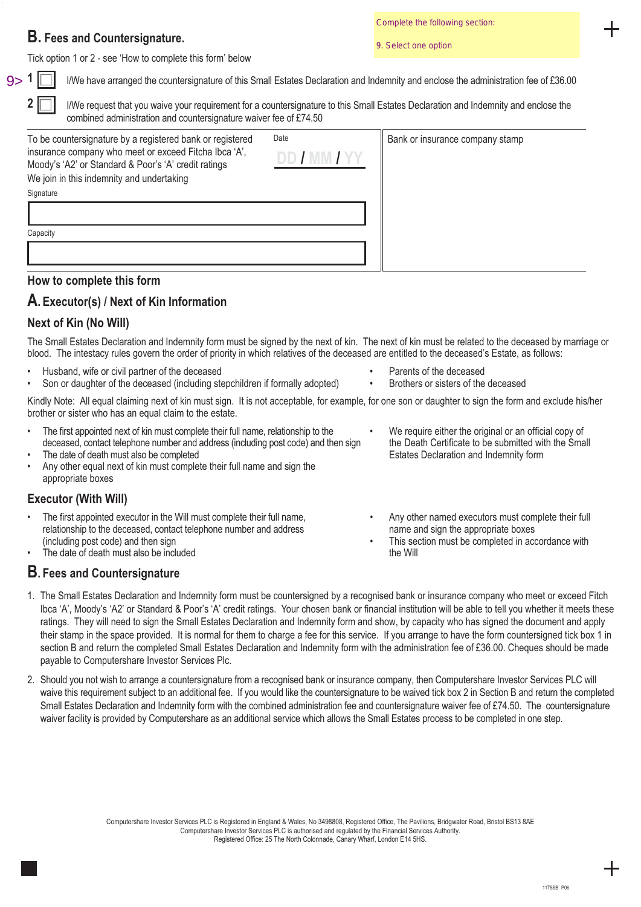## B. Fees and Countersignature.

Complete the following section:

9. Select one option

Tick option 1 or 2 - see 'How to complete this form' below

9> 1 ☐ I/We have arranged the countersignature of this Small Estates Declaration and Indemnity and enclose the administration fee of £36.00

2 ☐ I/We request that you waive your requirement for a countersignature to this Small Estates Declaration and Indemnity and enclose the combined administration and countersignature waiver fee of £74.50

To be countersignature by a registered bank or registered insurance company who meet or exceed Fitcha Ibca 'A', Moody's 'A2' or Standard & Poor's 'A' credit ratings

We join in this indemnity and undertaking

Date

DD / MM / YY

Signature

Capacity

Bank or insurance company stamp

## How to complete this form

## A. Executor(s) / Next of Kin Information

### Next of Kin (No Will)

The Small Estates Declaration and Indemnity form must be signed by the next of kin. The next of kin must be related to the deceased by marriage or blood. The intestacy rules govern the order of priority in which relatives of the deceased are entitled to the deceased's Estate, as follows:

- Husband, wife or civil partner of the deceased
- Son or daughter of the deceased (including stepchildren if formally adopted)
- Parents of the deceased
- Brothers or sisters of the deceased

Kindly Note: All equal claiming next of kin must sign. It is not acceptable, for example, for one son or daughter to sign the form and exclude his/her brother or sister who has an equal claim to the estate.

- The first appointed next of kin must complete their full name, relationship to the deceased, contact telephone number and address (including post code) and then sign
- The date of death must also be completed
- Any other equal next of kin must complete their full name and sign the appropriate boxes
- We require either the original or an official copy of the Death Certificate to be submitted with the Small Estates Declaration and Indemnity form

### Executor (With Will)

- The first appointed executor in the Will must complete their full name, relationship to the deceased, contact telephone number and address (including post code) and then sign
- The date of death must also be included
- Any other named executors must complete their full name and sign the appropriate boxes
- This section must be completed in accordance with the Will

## B. Fees and Countersignature

1. The Small Estates Declaration and Indemnity form must be countersigned by a recognised bank or insurance company who meet or exceed Fitch Ibca 'A', Moody's 'A2' or Standard & Poor's 'A' credit ratings. Your chosen bank or financial institution will be able to tell you whether it meets these ratings. They will need to sign the Small Estates Declaration and Indemnity form and show, by capacity who has signed the document and apply their stamp in the space provided. It is normal for them to charge a fee for this service. If you arrange to have the form countersigned tick box 1 in section B and return the completed Small Estates Declaration and Indemnity form with the administration fee of £36.00. Cheques should be made payable to Computershare Investor Services Plc.

2. Should you not wish to arrange a countersignature from a recognised bank or insurance company, then Computershare Investor Services PLC will waive this requirement subject to an additional fee. If you would like the countersignature to be waived tick box 2 in Section B and return the completed Small Estates Declaration and Indemnity form with the combined administration fee and countersignature waiver fee of £74.50. The countersignature waiver facility is provided by Computershare as an additional service which allows the Small Estates process to be completed in one step.

Computershare Investor Services PLC is Registered in England & Wales, No 3498808, Registered Office, The Pavilions, Bridgwater Road, Bristol BS13 8AE
Computershare Investor Services PLC is authorised and regulated by the Financial Services Authority.
Registered Office: 25 The North Colonnade, Canary Wharf, London E14 5HS.

11T5SB P06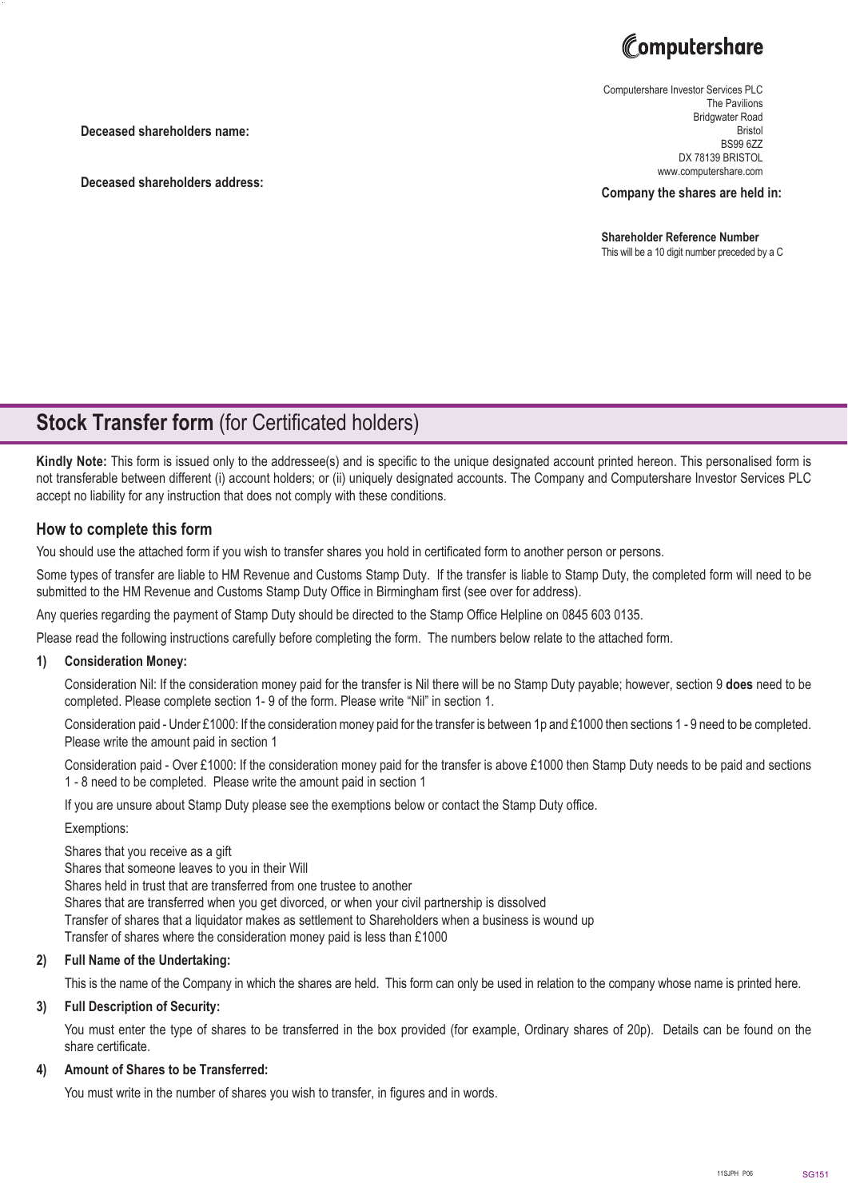Computershare

Computershare Investor Services PLC
The Pavilions
Bridgwater Road
Bristol
BS99 6ZZ
DX 78139 BRISTOL
www.computershare.com

**Deceased shareholders name:**

**Deceased shareholders address:**

**Company the shares are held in:**

**Shareholder Reference Number**
This will be a 10 digit number preceded by a C

# **Stock Transfer form** (for Certificated holders)

**Kindly Note:** This form is issued only to the addressee(s) and is specific to the unique designated account printed hereon. This personalised form is not transferable between different (i) account holders; or (ii) uniquely designated accounts. The Company and Computershare Investor Services PLC accept no liability for any instruction that does not comply with these conditions.

## How to complete this form

You should use the attached form if you wish to transfer shares you hold in certificated form to another person or persons.

Some types of transfer are liable to HM Revenue and Customs Stamp Duty. If the transfer is liable to Stamp Duty, the completed form will need to be submitted to the HM Revenue and Customs Stamp Duty Office in Birmingham first (see over for address).

Any queries regarding the payment of Stamp Duty should be directed to the Stamp Office Helpline on 0845 603 0135.

Please read the following instructions carefully before completing the form. The numbers below relate to the attached form.

**1) Consideration Money:**

Consideration Nil: If the consideration money paid for the transfer is Nil there will be no Stamp Duty payable; however, section 9 **does** need to be completed. Please complete section 1- 9 of the form. Please write “Nil” in section 1.

Consideration paid - Under £1000: If the consideration money paid for the transfer is between 1p and £1000 then sections 1 - 9 need to be completed. Please write the amount paid in section 1

Consideration paid - Over £1000: If the consideration money paid for the transfer is above £1000 then Stamp Duty needs to be paid and sections 1 - 8 need to be completed. Please write the amount paid in section 1

If you are unsure about Stamp Duty please see the exemptions below or contact the Stamp Duty office.

Exemptions:

Shares that you receive as a gift
Shares that someone leaves to you in their Will
Shares held in trust that are transferred from one trustee to another
Shares that are transferred when you get divorced, or when your civil partnership is dissolved
Transfer of shares that a liquidator makes as settlement to Shareholders when a business is wound up
Transfer of shares where the consideration money paid is less than £1000

**2) Full Name of the Undertaking:**

This is the name of the Company in which the shares are held. This form can only be used in relation to the company whose name is printed here.

**3) Full Description of Security:**

You must enter the type of shares to be transferred in the box provided (for example, Ordinary shares of 20p). Details can be found on the share certificate.

**4) Amount of Shares to be Transferred:**

You must write in the number of shares you wish to transfer, in figures and in words.

11SJPH P06 SG151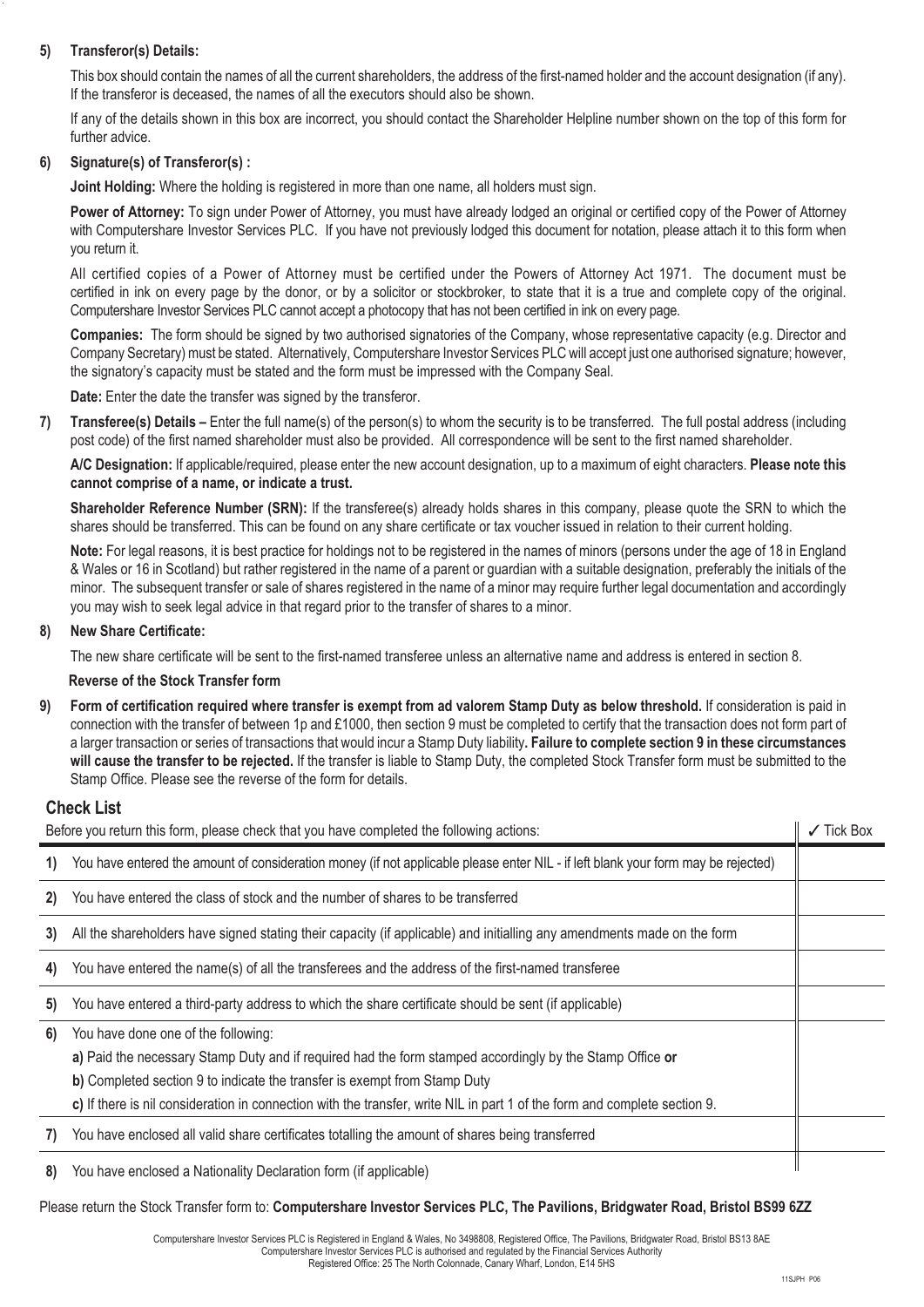**5) Transferor(s) Details:**

This box should contain the names of all the current shareholders, the address of the first-named holder and the account designation (if any). If the transferor is deceased, the names of all the executors should also be shown.

If any of the details shown in this box are incorrect, you should contact the Shareholder Helpline number shown on the top of this form for further advice.

**6) Signature(s) of Transferor(s) :**

**Joint Holding:** Where the holding is registered in more than one name, all holders must sign.

**Power of Attorney:** To sign under Power of Attorney, you must have already lodged an original or certified copy of the Power of Attorney with Computershare Investor Services PLC. If you have not previously lodged this document for notation, please attach it to this form when you return it.

All certified copies of a Power of Attorney must be certified under the Powers of Attorney Act 1971. The document must be certified in ink on every page by the donor, or by a solicitor or stockbroker, to state that it is a true and complete copy of the original. Computershare Investor Services PLC cannot accept a photocopy that has not been certified in ink on every page.

**Companies:** The form should be signed by two authorised signatories of the Company, whose representative capacity (e.g. Director and Company Secretary) must be stated. Alternatively, Computershare Investor Services PLC will accept just one authorised signature; however, the signatory's capacity must be stated and the form must be impressed with the Company Seal.

**Date:** Enter the date the transfer was signed by the transferor.

**7) Transferee(s) Details –** Enter the full name(s) of the person(s) to whom the security is to be transferred. The full postal address (including post code) of the first named shareholder must also be provided. All correspondence will be sent to the first named shareholder.

**A/C Designation:** If applicable/required, please enter the new account designation, up to a maximum of eight characters. **Please note this cannot comprise of a name, or indicate a trust.**

**Shareholder Reference Number (SRN):** If the transferee(s) already holds shares in this company, please quote the SRN to which the shares should be transferred. This can be found on any share certificate or tax voucher issued in relation to their current holding.

**Note:** For legal reasons, it is best practice for holdings not to be registered in the names of minors (persons under the age of 18 in England & Wales or 16 in Scotland) but rather registered in the name of a parent or guardian with a suitable designation, preferably the initials of the minor. The subsequent transfer or sale of shares registered in the name of a minor may require further legal documentation and accordingly you may wish to seek legal advice in that regard prior to the transfer of shares to a minor.

**8) New Share Certificate:**

The new share certificate will be sent to the first-named transferee unless an alternative name and address is entered in section 8.

**Reverse of the Stock Transfer form**

**9) Form of certification required where transfer is exempt from ad valorem Stamp Duty as below threshold.** If consideration is paid in connection with the transfer of between 1p and £1000, then section 9 must be completed to certify that the transaction does not form part of a larger transaction or series of transactions that would incur a Stamp Duty liability**. Failure to complete section 9 in these circumstances will cause the transfer to be rejected.** If the transfer is liable to Stamp Duty, the completed Stock Transfer form must be submitted to the Stamp Office. Please see the reverse of the form for details.

## Check List

| | Before you return this form, please check that you have completed the following actions: | ✓ Tick Box |
|---|---|---|
| 1) | You have entered the amount of consideration money (if not applicable please enter NIL - if left blank your form may be rejected) | |
| 2) | You have entered the class of stock and the number of shares to be transferred | |
| 3) | All the shareholders have signed stating their capacity (if applicable) and initialling any amendments made on the form | |
| 4) | You have entered the name(s) of all the transferees and the address of the first-named transferee | |
| 5) | You have entered a third-party address to which the share certificate should be sent (if applicable) | |
| 6) | You have done one of the following:<br>**a)** Paid the necessary Stamp Duty and if required had the form stamped accordingly by the Stamp Office **or**<br>**b)** Completed section 9 to indicate the transfer is exempt from Stamp Duty<br>**c)** If there is nil consideration in connection with the transfer, write NIL in part 1 of the form and complete section 9. | |
| 7) | You have enclosed all valid share certificates totalling the amount of shares being transferred | |
| 8) | You have enclosed a Nationality Declaration form (if applicable) | |

Please return the Stock Transfer form to: **Computershare Investor Services PLC, The Pavilions, Bridgwater Road, Bristol BS99 6ZZ**

Computershare Investor Services PLC is Registered in England & Wales, No 3498808, Registered Office, The Pavilions, Bridgwater Road, Bristol BS13 8AE
Computershare Investor Services PLC is authorised and regulated by the Financial Services Authority
Registered Office: 25 The North Colonnade, Canary Wharf, London, E14 5HS

11SJPH P06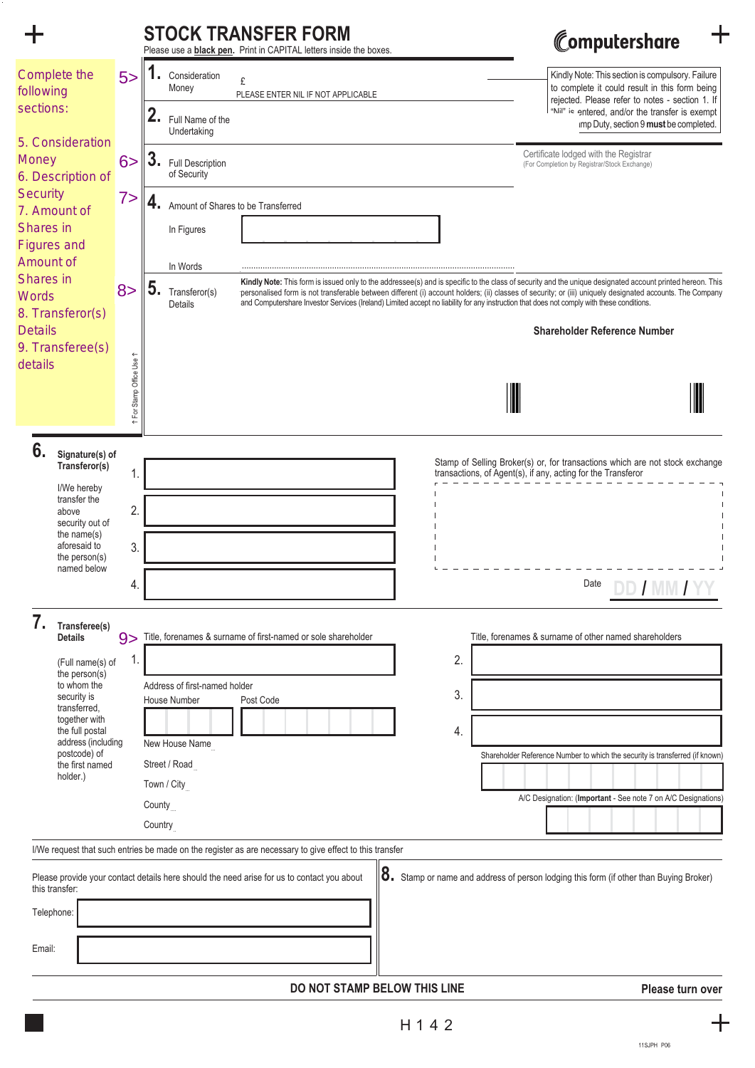# STOCK TRANSFER FORM

Please use a **black pen.** Print in CAPITAL letters inside the boxes.

Computershare

Complete the following sections:

5. Consideration Money
6. Description of Security
7. Amount of Shares in Figures and Amount of Shares in Words
8. Transferor(s) Details
9. Transferee(s) details

5> **1.** Consideration Money £ PLEASE ENTER NIL IF NOT APPLICABLE

Kindly Note: This section is compulsory. Failure to complete it could result in this form being rejected. Please refer to notes - section 1. If "Nil" is entered, and/or the transfer is exempt ...mp Duty, section 9 **must** be completed.

**2.** Full Name of the Undertaking

Certificate lodged with the Registrar
(For Completion by Registrar/Stock Exchange)

6> **3.** Full Description of Security

7> **4.** Amount of Shares to be Transferred

In Figures

In Words

8> **5.** Transferor(s) Details

**Kindly Note:** This form is issued only to the addressee(s) and is specific to the class of security and the unique designated account printed hereon. This personalised form is not transferable between different (i) account holders; (ii) classes of security; or (iii) uniquely designated accounts. The Company and Computershare Investor Services (Ireland) Limited accept no liability for any instruction that does not comply with these conditions.

**Shareholder Reference Number**

↑ For Stamp Office Use ↑

**6.** **Signature(s) of Transferor(s)**

I/We hereby transfer the above security out of the name(s) aforesaid to the person(s) named below

1.

2.

3.

4.

Stamp of Selling Broker(s) or, for transactions which are not stock exchange transactions, of Agent(s), if any, acting for the Transferor

Date DD / MM / YY

**7.** **Transferee(s) Details**

(Full name(s) of the person(s) to whom the security is transferred, together with the full postal address (including postcode) of the first named holder.)

9> Title, forenames & surname of first-named or sole shareholder

1.

Address of first-named holder

House Number

Post Code

New House Name

Street / Road

Town / City

County

Country

Title, forenames & surname of other named shareholders

2.

3.

4.

Shareholder Reference Number to which the security is transferred (if known)

A/C Designation: (**Important** - See note 7 on A/C Designations)

I/We request that such entries be made on the register as are necessary to give effect to this transfer

Please provide your contact details here should the need arise for us to contact you about this transfer:

Telephone:

Email:

**8.** Stamp or name and address of person lodging this form (if other than Buying Broker)

**DO NOT STAMP BELOW THIS LINE**

**Please turn over**

H 1 4 2

11SJPH P06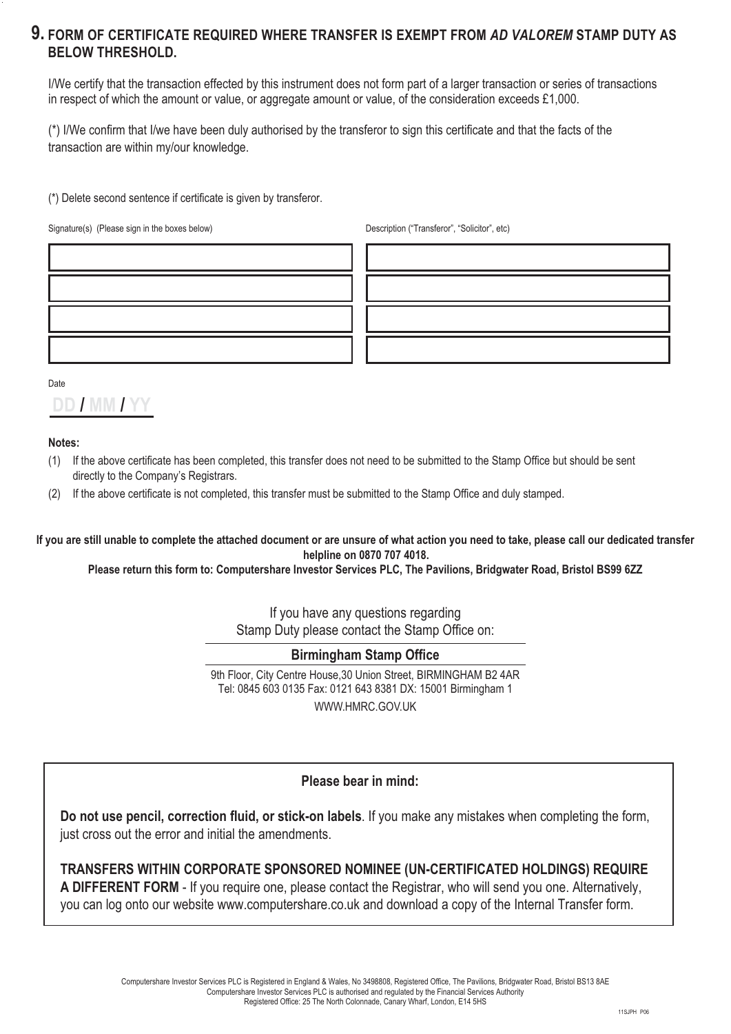## 9. FORM OF CERTIFICATE REQUIRED WHERE TRANSFER IS EXEMPT FROM *AD VALOREM* STAMP DUTY AS BELOW THRESHOLD.

I/We certify that the transaction effected by this instrument does not form part of a larger transaction or series of transactions in respect of which the amount or value, or aggregate amount or value, of the consideration exceeds £1,000.

(*) I/We confirm that I/we have been duly authorised by the transferor to sign this certificate and that the facts of the transaction are within my/our knowledge.

(*) Delete second sentence if certificate is given by transferor.

| Signature(s) (Please sign in the boxes below) | Description ("Transferor", "Solicitor", etc) |
|---|---|
| | |
| | |
| | |
| | |

Date

DD / MM / YY

**Notes:**

(1) If the above certificate has been completed, this transfer does not need to be submitted to the Stamp Office but should be sent directly to the Company's Registrars.

(2) If the above certificate is not completed, this transfer must be submitted to the Stamp Office and duly stamped.

**If you are still unable to complete the attached document or are unsure of what action you need to take, please call our dedicated transfer helpline on 0870 707 4018.**

**Please return this form to: Computershare Investor Services PLC, The Pavilions, Bridgwater Road, Bristol BS99 6ZZ**

If you have any questions regarding Stamp Duty please contact the Stamp Office on:

**Birmingham Stamp Office**

9th Floor, City Centre House,30 Union Street, BIRMINGHAM B2 4AR
Tel: 0845 603 0135 Fax: 0121 643 8381 DX: 15001 Birmingham 1
WWW.HMRC.GOV.UK

**Please bear in mind:**

**Do not use pencil, correction fluid, or stick-on labels**. If you make any mistakes when completing the form, just cross out the error and initial the amendments.

**TRANSFERS WITHIN CORPORATE SPONSORED NOMINEE (UN-CERTIFICATED HOLDINGS) REQUIRE A DIFFERENT FORM** - If you require one, please contact the Registrar, who will send you one. Alternatively, you can log onto our website www.computershare.co.uk and download a copy of the Internal Transfer form.

Computershare Investor Services PLC is Registered in England & Wales, No 3498808, Registered Office, The Pavilions, Bridgwater Road, Bristol BS13 8AE
Computershare Investor Services PLC is authorised and regulated by the Financial Services Authority
Registered Office: 25 The North Colonnade, Canary Wharf, London, E14 5HS

11SJPH P06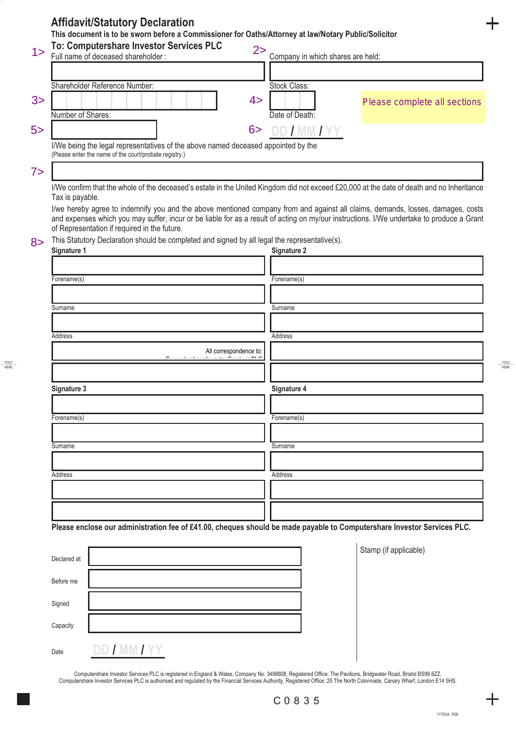# Affidavit/Statutory Declaration

**This document is to be sworn before a Commissioner for Oaths/Attorney at law/Notary Public/Solicitor**

## To: Computershare Investor Services PLC

1> Full name of deceased shareholder :

2> Company in which shares are held:

Shareholder Reference Number:

Stock Class:

3>

4>

Please complete all sections

Number of Shares:

Date of Death:

5>

6> DD / MM / YY

I/We being the legal representatives of the above named deceased appointed by the
(Please enter the name of the court/probate registry.)

7>

I/We confirm that the whole of the deceased's estate in the United Kingdom did not exceed £20,000 at the date of death and no Inheritance Tax is payable.

I/we hereby agree to indemnify you and the above mentioned company from and against all claims, demands, losses, damages, costs and expenses which you may suffer, incur or be liable for as a result of acting on my/our instructions. I/We undertake to produce a Grant of Representation if required in the future.

8> This Statutory Declaration should be completed and signed by all legal the representative(s).

**Signature 1**

Forename(s)

Surname

Address

All correspondence to:
Computershare Investor Services PLC

**Signature 2**

Forename(s)

Surname

Address

**Signature 3**

Forename(s)

Surname

Address

**Signature 4**

Forename(s)

Surname

Address

**Please enclose our administration fee of £41.00, cheques should be made payable to Computershare Investor Services PLC.**

Declared at

Before me

Signed

Capacity

Date DD / MM / YY

Stamp (if applicable)

Computershare Investor Services PLC is registered in England & Wales, Company No. 3498808, Registered Office: The Pavilions, Bridgwater Road, Bristol BS99 6ZZ.
Computershare Investor Services PLC is authorised and regulated by the Financial Services Authority, Registered Office: 25 The North Colonnade, Canary Wharf, London E14 5HS.

C0835

11T5VA P09